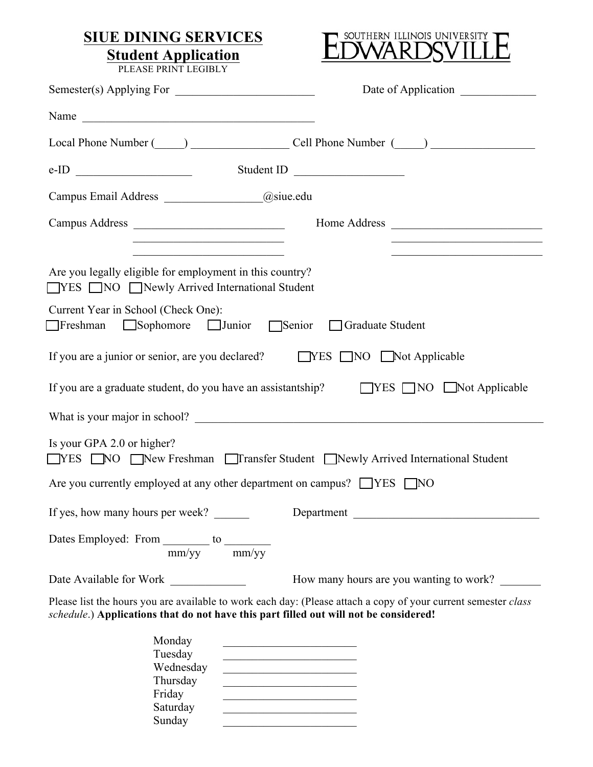# SIUE DINING SERVICES

## Student Application

PLEASE PRINT LEGIBLY

SOUTHERN ILLINOIS UNIVERSITY EDWARDSVILLE

Semester(s) Applying For ________________________ Date of Application _____________

Name ________________________________________

Local Phone Number (_____) _________________ Cell Phone Number (_____) _________________

e-ID ____________________ Student ID ___________________

Campus Email Address _________________@siue.edu

Campus Address __________________________ Home Address __________________________

__________________________ __________________________

__________________________ __________________________

Are you legally eligible for employment in this country?
☐ YES ☐ NO ☐ Newly Arrived International Student

Current Year in School (Check One):
☐ Freshman ☐ Sophomore ☐ Junior ☐ Senior ☐ Graduate Student

If you are a junior or senior, are you declared? ☐ YES ☐ NO ☐ Not Applicable

If you are a graduate student, do you have an assistantship? ☐ YES ☐ NO ☐ Not Applicable

What is your major in school? ____________________________________________________________

Is your GPA 2.0 or higher?
☐ YES ☐ NO ☐ New Freshman ☐ Transfer Student ☐ Newly Arrived International Student

Are you currently employed at any other department on campus? ☐ YES ☐ NO

If yes, how many hours per week? ______ Department ________________________________

Dates Employed: From ________ to ________
mm/yy mm/yy

Date Available for Work _____________ How many hours are you wanting to work? _______

Please list the hours you are available to work each day: (Please attach a copy of your current semester *class schedule*.) **Applications that do not have this part filled out will not be considered!**

Monday ________________________
Tuesday ________________________
Wednesday ________________________
Thursday ________________________
Friday ________________________
Saturday ________________________
Sunday ________________________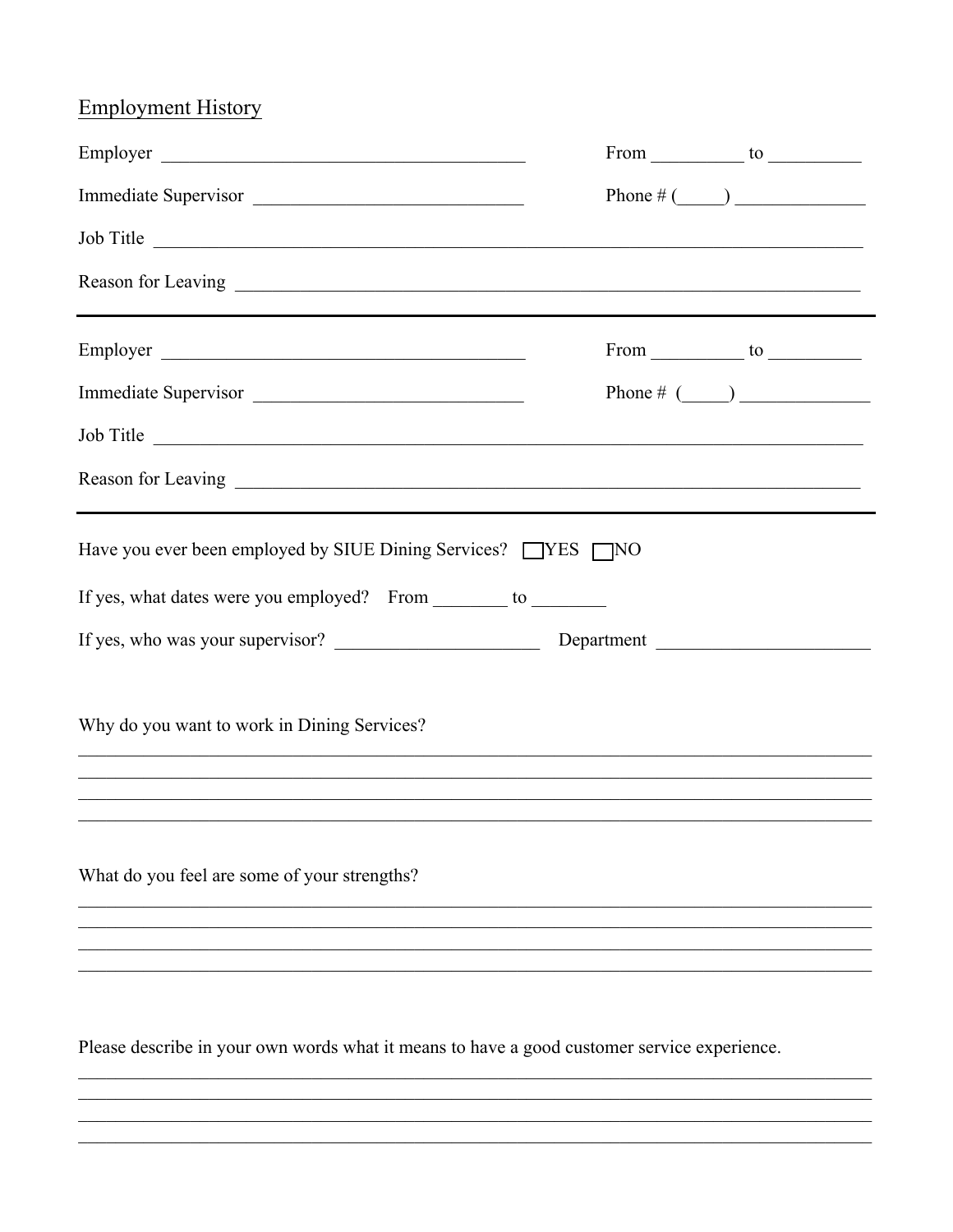## Employment History

Employer ________________________________________ From __________ to __________

Immediate Supervisor ____________________________ Phone # (_____) ______________

Job Title ____________________________________________________________________________

Reason for Leaving ____________________________________________________________________

---

Employer ________________________________________ From __________ to __________

Immediate Supervisor ____________________________ Phone # (_____) ______________

Job Title ____________________________________________________________________________

Reason for Leaving ____________________________________________________________________

---

Have you ever been employed by SIUE Dining Services? ☐ YES ☐ NO

If yes, what dates were you employed? From ________ to ________

If yes, who was your supervisor? ______________________ Department ______________________

Why do you want to work in Dining Services?

_____________________________________________________________________________________

_____________________________________________________________________________________

_____________________________________________________________________________________

_____________________________________________________________________________________

What do you feel are some of your strengths?

_____________________________________________________________________________________

_____________________________________________________________________________________

_____________________________________________________________________________________

_____________________________________________________________________________________

Please describe in your own words what it means to have a good customer service experience.

_____________________________________________________________________________________

_____________________________________________________________________________________

_____________________________________________________________________________________

_____________________________________________________________________________________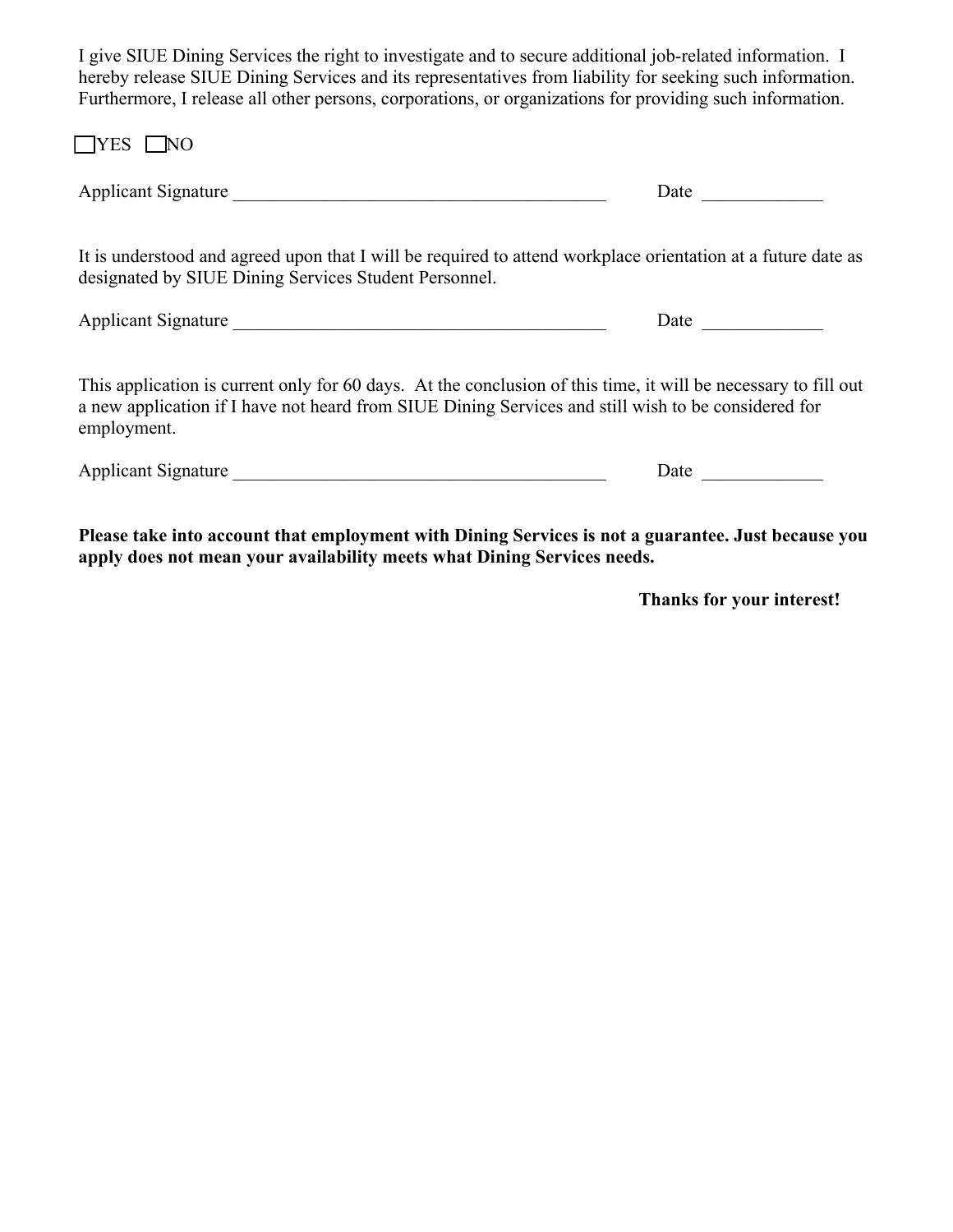I give SIUE Dining Services the right to investigate and to secure additional job-related information. I hereby release SIUE Dining Services and its representatives from liability for seeking such information. Furthermore, I release all other persons, corporations, or organizations for providing such information.

☐ YES ☐ NO

Applicant Signature ________________________________________ Date ____________

It is understood and agreed upon that I will be required to attend workplace orientation at a future date as designated by SIUE Dining Services Student Personnel.

Applicant Signature ________________________________________ Date ____________

This application is current only for 60 days. At the conclusion of this time, it will be necessary to fill out a new application if I have not heard from SIUE Dining Services and still wish to be considered for employment.

Applicant Signature ________________________________________ Date ____________

**Please take into account that employment with Dining Services is not a guarantee. Just because you apply does not mean your availability meets what Dining Services needs.**

**Thanks for your interest!**